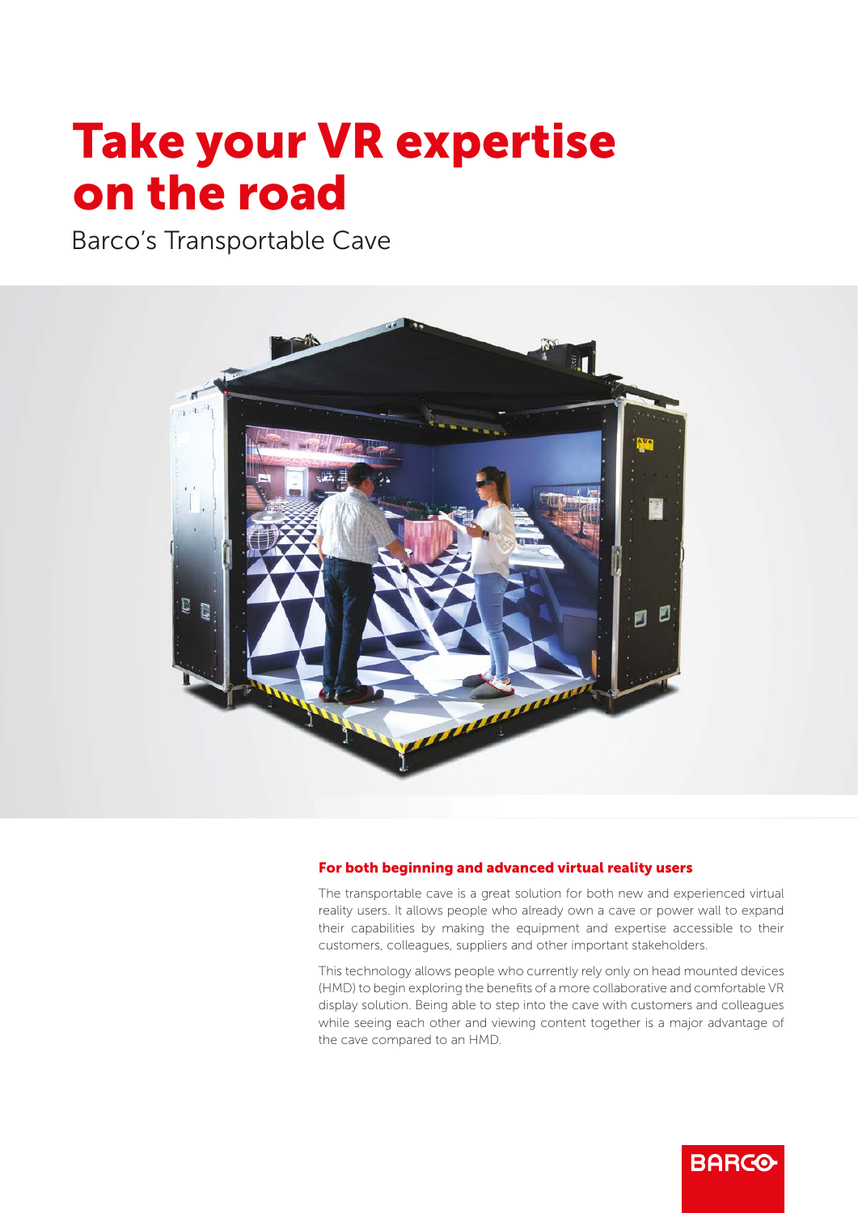# Take your VR expertise on the road

Barco's Transportable Cave

### For both beginning and advanced virtual reality users

The transportable cave is a great solution for both new and experienced virtual reality users. It allows people who already own a cave or power wall to expand their capabilities by making the equipment and expertise accessible to their customers, colleagues, suppliers and other important stakeholders.

This technology allows people who currently rely only on head mounted devices (HMD) to begin exploring the benefits of a more collaborative and comfortable VR display solution. Being able to step into the cave with customers and colleagues while seeing each other and viewing content together is a major advantage of the cave compared to an HMD.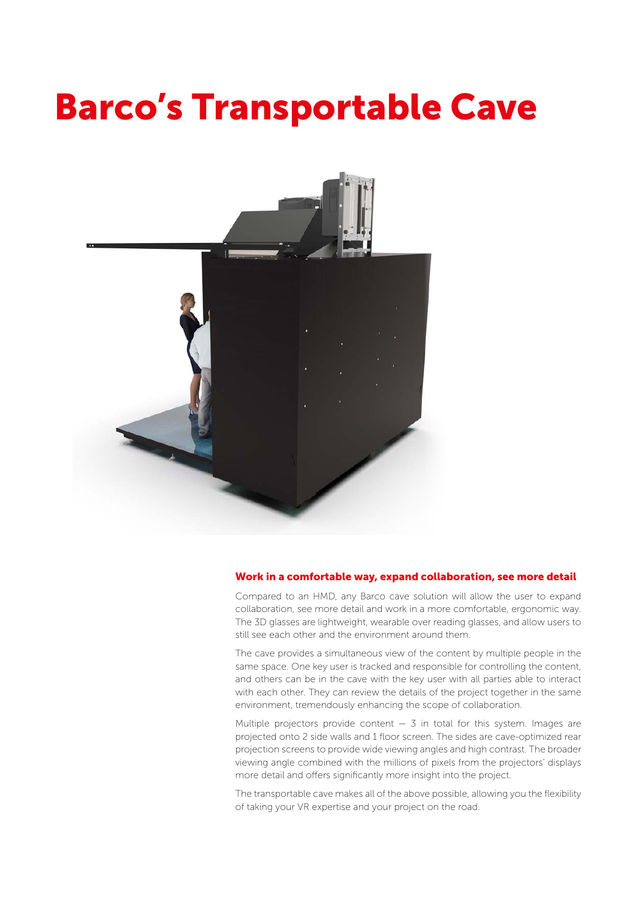# Barco's Transportable Cave

## Work in a comfortable way, expand collaboration, see more detail

Compared to an HMD, any Barco cave solution will allow the user to expand collaboration, see more detail and work in a more comfortable, ergonomic way. The 3D glasses are lightweight, wearable over reading glasses, and allow users to still see each other and the environment around them.

The cave provides a simultaneous view of the content by multiple people in the same space. One key user is tracked and responsible for controlling the content, and others can be in the cave with the key user with all parties able to interact with each other. They can review the details of the project together in the same environment, tremendously enhancing the scope of collaboration.

Multiple projectors provide content — 3 in total for this system. Images are projected onto 2 side walls and 1 floor screen. The sides are cave-optimized rear projection screens to provide wide viewing angles and high contrast. The broader viewing angle combined with the millions of pixels from the projectors' displays more detail and offers significantly more insight into the project.

The transportable cave makes all of the above possible, allowing you the flexibility of taking your VR expertise and your project on the road.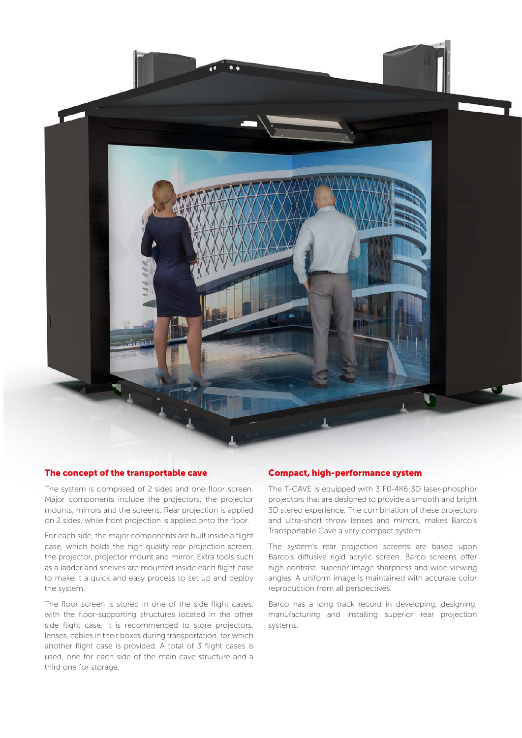## The concept of the transportable cave

The system is comprised of 2 sides and one floor screen. Major components include the projectors, the projector mounts, mirrors and the screens. Rear projection is applied on 2 sides, while front projection is applied onto the floor.

For each side, the major components are built inside a flight case, which holds the high quality rear projection screen, the projector, projector mount and mirror. Extra tools such as a ladder and shelves are mounted inside each flight case to make it a quick and easy process to set up and deploy the system.

The floor screen is stored in one of the side flight cases, with the floor-supporting structures located in the other side flight case. It is recommended to store projectors, lenses, cables in their boxes during transportation, for which another flight case is provided. A total of 3 flight cases is used, one for each side of the main cave structure and a third one for storage.

## Compact, high-performance system

The T-CAVE is equipped with 3 F0-4K6 3D laser-phosphor projectors that are designed to provide a smooth and bright 3D stereo experience. The combination of these projectors and ultra-short throw lenses and mirrors, makes Barco's Transportable Cave a very compact system.

The system's rear projection screens are based upon Barco's diffusive rigid acrylic screen. Barco screens offer high contrast, superior image sharpness and wide viewing angles. A uniform image is maintained with accurate color reproduction from all perspectives.

Barco has a long track record in developing, designing, manufacturing and installing superior rear projection systems.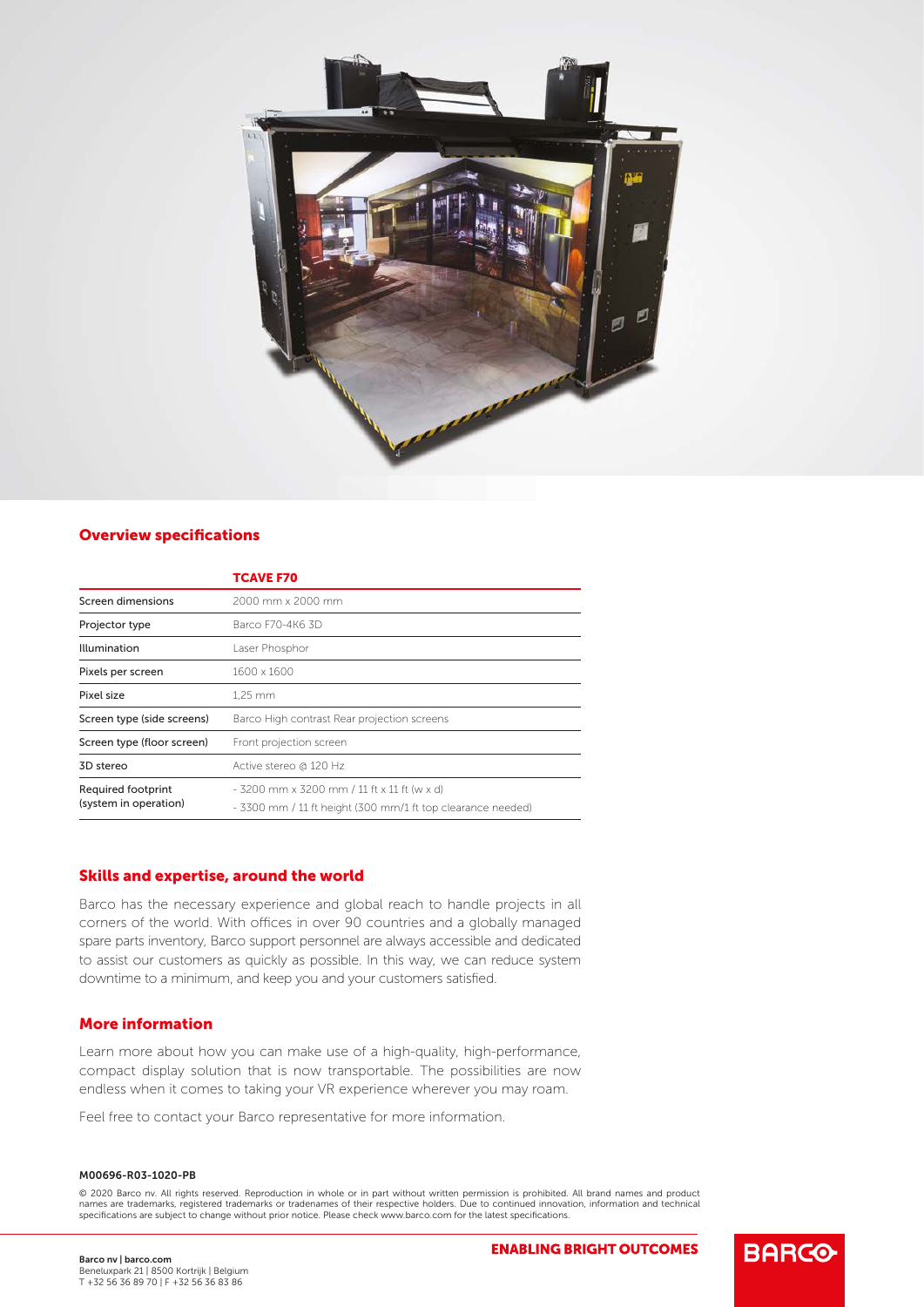## Overview specifications

| | TCAVE F70 |
|---|---|
| Screen dimensions | 2000 mm x 2000 mm |
| Projector type | Barco F70-4K6 3D |
| Illumination | Laser Phosphor |
| Pixels per screen | 1600 x 1600 |
| Pixel size | 1,25 mm |
| Screen type (side screens) | Barco High contrast Rear projection screens |
| Screen type (floor screen) | Front projection screen |
| 3D stereo | Active stereo @ 120 Hz |
| Required footprint (system in operation) | - 3200 mm x 3200 mm / 11 ft x 11 ft (w x d)<br>- 3300 mm / 11 ft height (300 mm/1 ft top clearance needed) |

## Skills and expertise, around the world

Barco has the necessary experience and global reach to handle projects in all corners of the world. With offices in over 90 countries and a globally managed spare parts inventory, Barco support personnel are always accessible and dedicated to assist our customers as quickly as possible. In this way, we can reduce system downtime to a minimum, and keep you and your customers satisfied.

## More information

Learn more about how you can make use of a high-quality, high-performance, compact display solution that is now transportable. The possibilities are now endless when it comes to taking your VR experience wherever you may roam.

Feel free to contact your Barco representative for more information.

**M00696-R03-1020-PB**

© 2020 Barco nv. All rights reserved. Reproduction in whole or in part without written permission is prohibited. All brand names and product names are trademarks, registered trademarks or tradenames of their respective holders. Due to continued innovation, information and technical specifications are subject to change without prior notice. Please check www.barco.com for the latest specifications.

**ENABLING BRIGHT OUTCOMES**

**Barco nv | barco.com**
Beneluxpark 21 | 8500 Kortrijk | Belgium
T +32 56 36 89 70 | F +32 56 36 83 86